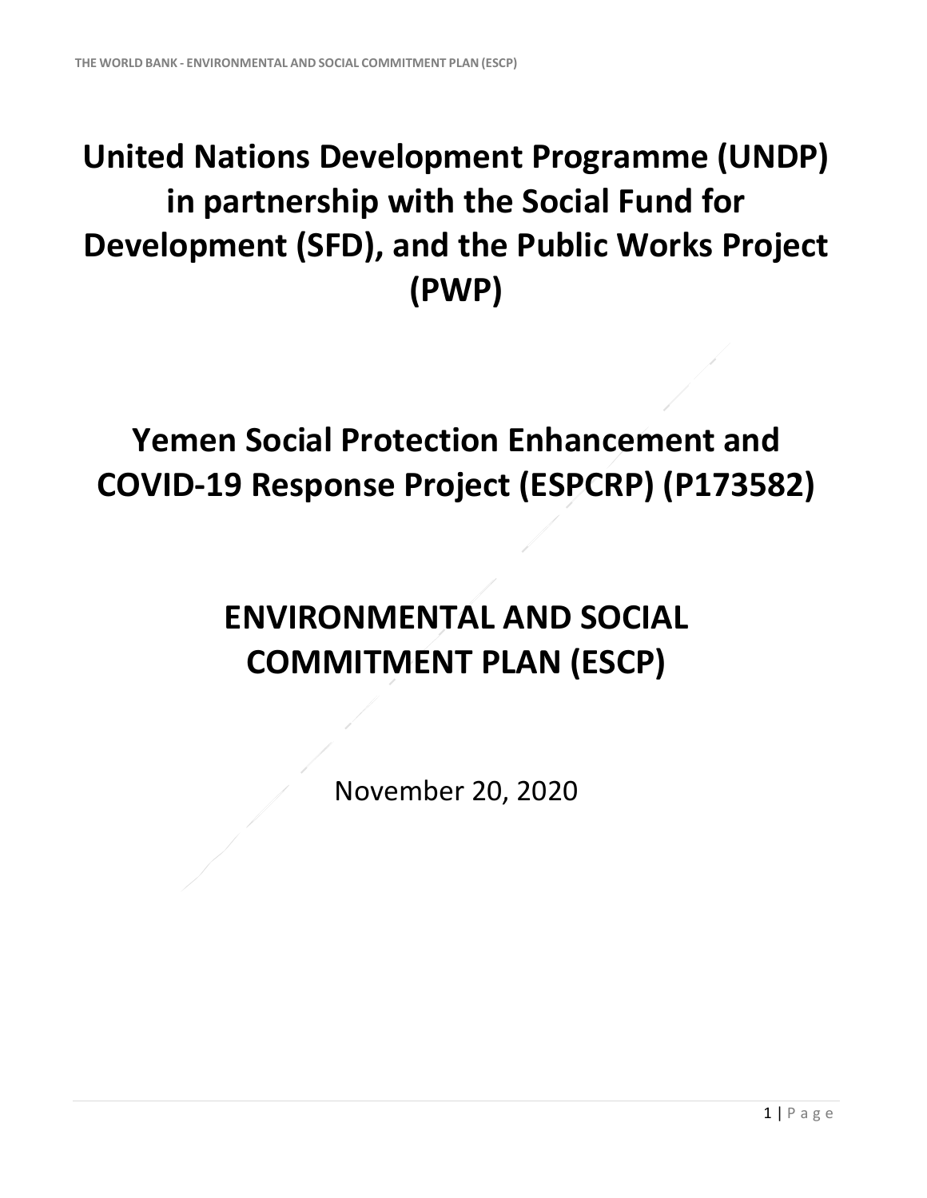# United Nations Development Programme (UNDP) in partnership with the Social Fund for Development (SFD), and the Public Works Project (PWP)

# Yemen Social Protection Enhancement and COVID-19 Response Project (ESPCRP) (P173582)

# ENVIRONMENTAL AND SOCIAL COMMITMENT PLAN (ESCP)

November 20, 2020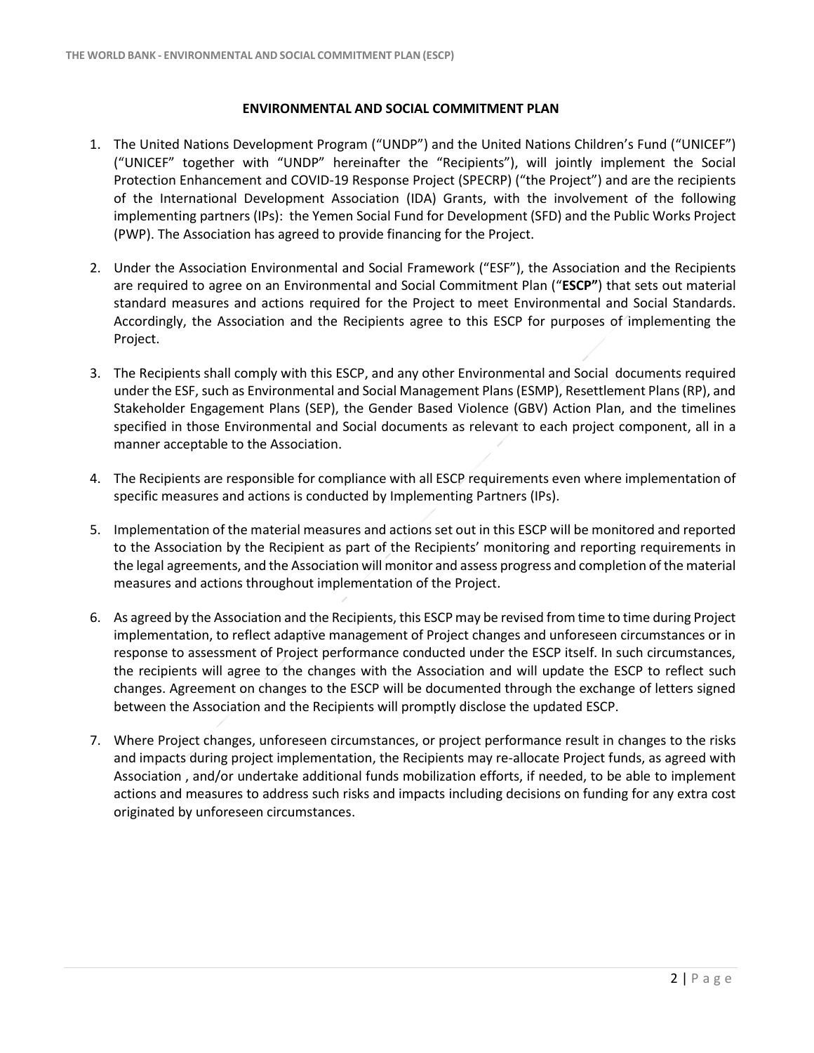# ENVIRONMENTAL AND SOCIAL COMMITMENT PLAN

1. The United Nations Development Program ("UNDP") and the United Nations Children's Fund ("UNICEF") ("UNICEF" together with "UNDP" hereinafter the "Recipients"), will jointly implement the Social Protection Enhancement and COVID-19 Response Project (SPECRP) ("the Project") and are the recipients of the International Development Association (IDA) Grants, with the involvement of the following implementing partners (IPs): the Yemen Social Fund for Development (SFD) and the Public Works Project (PWP). The Association has agreed to provide financing for the Project.

2. Under the Association Environmental and Social Framework ("ESF"), the Association and the Recipients are required to agree on an Environmental and Social Commitment Plan ("**ESCP"**) that sets out material standard measures and actions required for the Project to meet Environmental and Social Standards. Accordingly, the Association and the Recipients agree to this ESCP for purposes of implementing the Project.

3. The Recipients shall comply with this ESCP, and any other Environmental and Social documents required under the ESF, such as Environmental and Social Management Plans (ESMP), Resettlement Plans (RP), and Stakeholder Engagement Plans (SEP), the Gender Based Violence (GBV) Action Plan, and the timelines specified in those Environmental and Social documents as relevant to each project component, all in a manner acceptable to the Association.

4. The Recipients are responsible for compliance with all ESCP requirements even where implementation of specific measures and actions is conducted by Implementing Partners (IPs).

5. Implementation of the material measures and actions set out in this ESCP will be monitored and reported to the Association by the Recipient as part of the Recipients' monitoring and reporting requirements in the legal agreements, and the Association will monitor and assess progress and completion of the material measures and actions throughout implementation of the Project.

6. As agreed by the Association and the Recipients, this ESCP may be revised from time to time during Project implementation, to reflect adaptive management of Project changes and unforeseen circumstances or in response to assessment of Project performance conducted under the ESCP itself. In such circumstances, the recipients will agree to the changes with the Association and will update the ESCP to reflect such changes. Agreement on changes to the ESCP will be documented through the exchange of letters signed between the Association and the Recipients will promptly disclose the updated ESCP.

7. Where Project changes, unforeseen circumstances, or project performance result in changes to the risks and impacts during project implementation, the Recipients may re-allocate Project funds, as agreed with Association , and/or undertake additional funds mobilization efforts, if needed, to be able to implement actions and measures to address such risks and impacts including decisions on funding for any extra cost originated by unforeseen circumstances.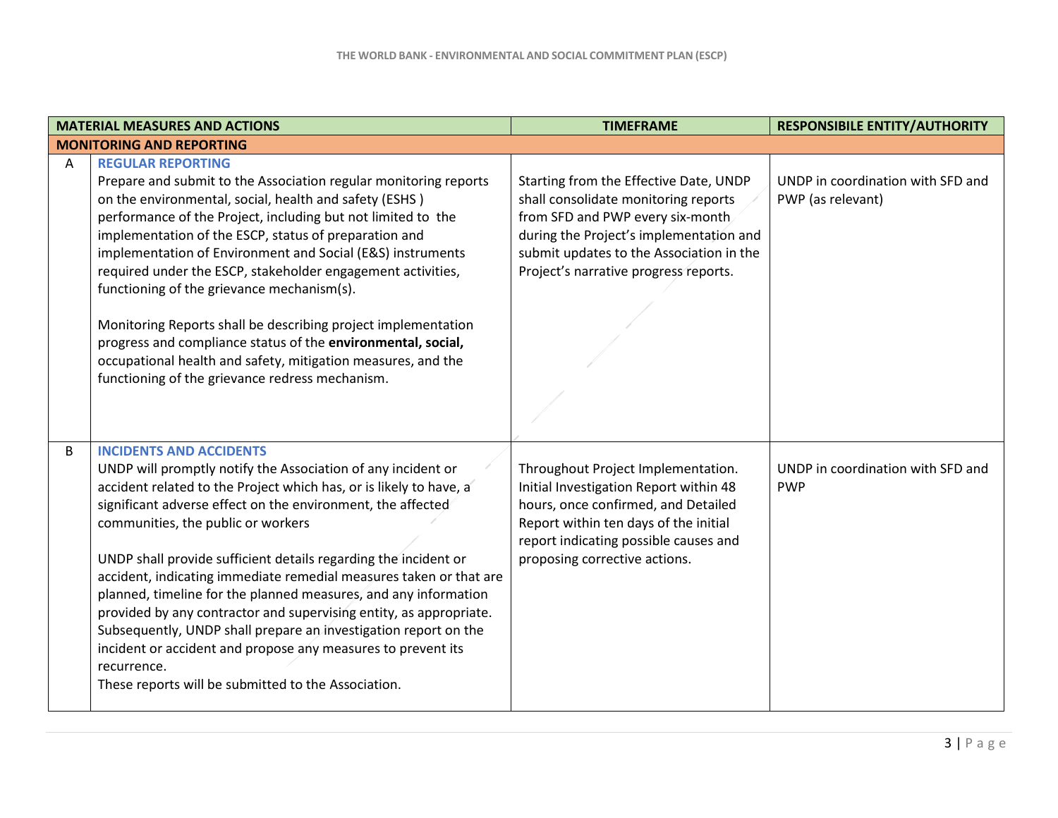| | MATERIAL MEASURES AND ACTIONS | TIMEFRAME | RESPONSIBILE ENTITY/AUTHORITY |
|---|---|---|---|
| **MONITORING AND REPORTING** | | | |
| A | **REGULAR REPORTING**<br>Prepare and submit to the Association regular monitoring reports on the environmental, social, health and safety (ESHS ) performance of the Project, including but not limited to the implementation of the ESCP, status of preparation and implementation of Environment and Social (E&S) instruments required under the ESCP, stakeholder engagement activities, functioning of the grievance mechanism(s).<br><br>Monitoring Reports shall be describing project implementation progress and compliance status of the **environmental, social,** occupational health and safety, mitigation measures, and the functioning of the grievance redress mechanism. | Starting from the Effective Date, UNDP shall consolidate monitoring reports from SFD and PWP every six-month during the Project's implementation and submit updates to the Association in the Project's narrative progress reports. | UNDP in coordination with SFD and PWP (as relevant) |
| B | **INCIDENTS AND ACCIDENTS**<br>UNDP will promptly notify the Association of any incident or accident related to the Project which has, or is likely to have, a significant adverse effect on the environment, the affected communities, the public or workers<br><br>UNDP shall provide sufficient details regarding the incident or accident, indicating immediate remedial measures taken or that are planned, timeline for the planned measures, and any information provided by any contractor and supervising entity, as appropriate. Subsequently, UNDP shall prepare an investigation report on the incident or accident and propose any measures to prevent its recurrence.<br>These reports will be submitted to the Association. | Throughout Project Implementation. Initial Investigation Report within 48 hours, once confirmed, and Detailed Report within ten days of the initial report indicating possible causes and proposing corrective actions. | UNDP in coordination with SFD and PWP |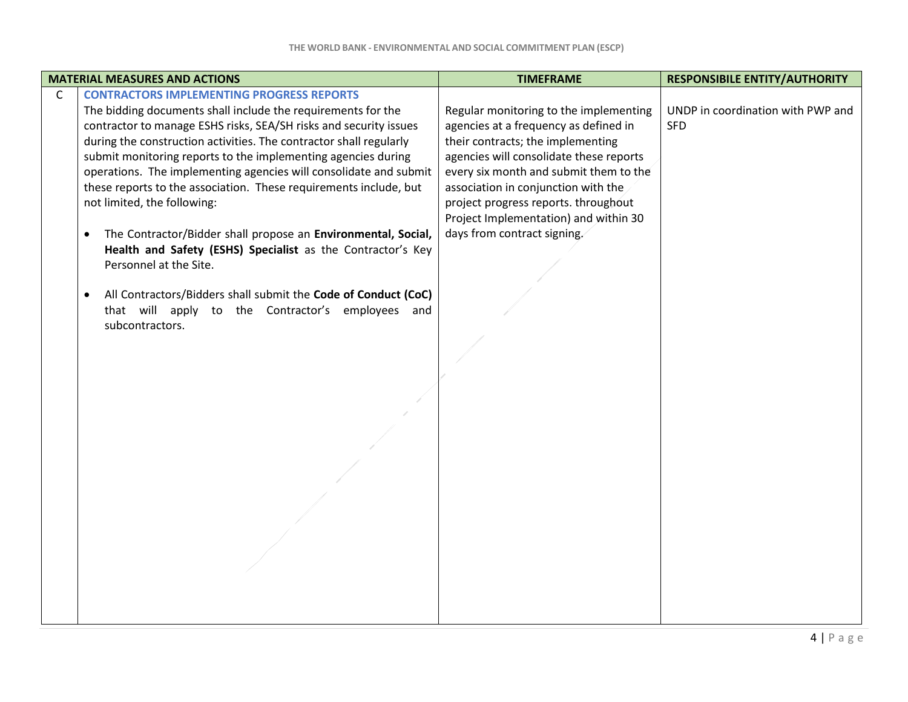| | MATERIAL MEASURES AND ACTIONS | TIMEFRAME | RESPONSIBILE ENTITY/AUTHORITY |
|---|---|---|---|
| C | **CONTRACTORS IMPLEMENTING PROGRESS REPORTS**<br>The bidding documents shall include the requirements for the contractor to manage ESHS risks, SEA/SH risks and security issues during the construction activities. The contractor shall regularly submit monitoring reports to the implementing agencies during operations. The implementing agencies will consolidate and submit these reports to the association. These requirements include, but not limited, the following:<br><br>• The Contractor/Bidder shall propose an **Environmental, Social, Health and Safety (ESHS) Specialist** as the Contractor's Key Personnel at the Site.<br><br>• All Contractors/Bidders shall submit the **Code of Conduct (CoC)** that will apply to the Contractor's employees and subcontractors. | Regular monitoring to the implementing agencies at a frequency as defined in their contracts; the implementing agencies will consolidate these reports every six month and submit them to the association in conjunction with the project progress reports. throughout Project Implementation) and within 30 days from contract signing. | UNDP in coordination with PWP and SFD |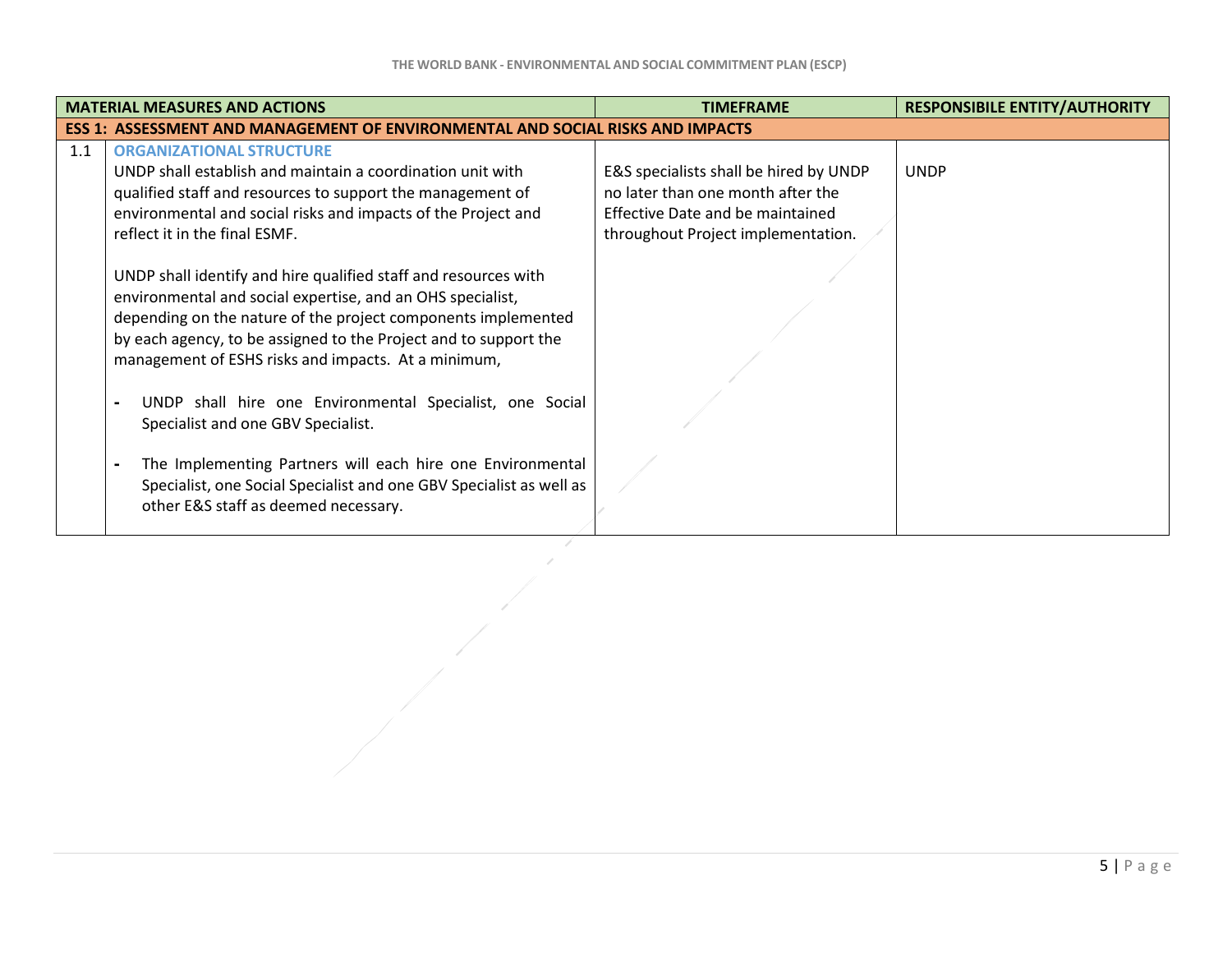| MATERIAL MEASURES AND ACTIONS | | TIMEFRAME | RESPONSIBILE ENTITY/AUTHORITY |
|---|---|---|---|
| **ESS 1: ASSESSMENT AND MANAGEMENT OF ENVIRONMENTAL AND SOCIAL RISKS AND IMPACTS** | | | |
| 1.1 | **ORGANIZATIONAL STRUCTURE**<br>UNDP shall establish and maintain a coordination unit with qualified staff and resources to support the management of environmental and social risks and impacts of the Project and reflect it in the final ESMF.<br><br>UNDP shall identify and hire qualified staff and resources with environmental and social expertise, and an OHS specialist, depending on the nature of the project components implemented by each agency, to be assigned to the Project and to support the management of ESHS risks and impacts. At a minimum,<br><br>- UNDP shall hire one Environmental Specialist, one Social Specialist and one GBV Specialist.<br><br>- The Implementing Partners will each hire one Environmental Specialist, one Social Specialist and one GBV Specialist as well as other E&S staff as deemed necessary. | E&S specialists shall be hired by UNDP no later than one month after the Effective Date and be maintained throughout Project implementation. | UNDP |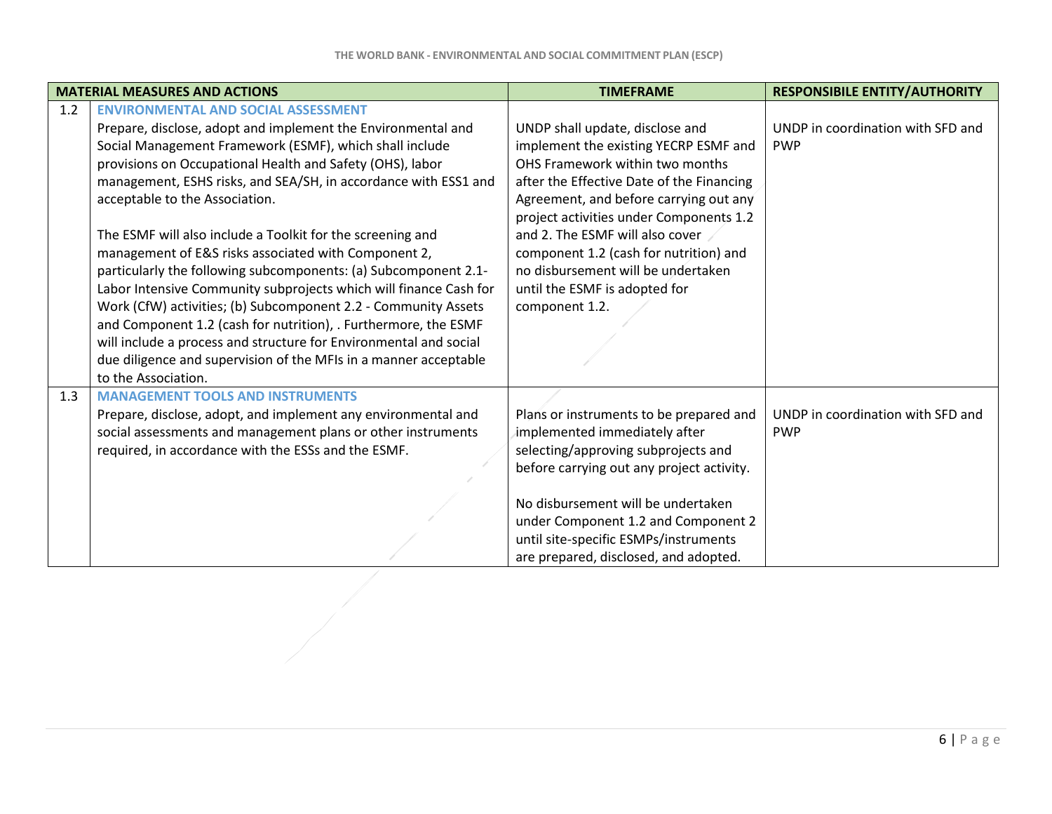| MATERIAL MEASURES AND ACTIONS | | TIMEFRAME | RESPONSIBILE ENTITY/AUTHORITY |
|---|---|---|---|
| 1.2 | **ENVIRONMENTAL AND SOCIAL ASSESSMENT**<br>Prepare, disclose, adopt and implement the Environmental and Social Management Framework (ESMF), which shall include provisions on Occupational Health and Safety (OHS), labor management, ESHS risks, and SEA/SH, in accordance with ESS1 and acceptable to the Association.<br><br>The ESMF will also include a Toolkit for the screening and management of E&S risks associated with Component 2, particularly the following subcomponents: (a) Subcomponent 2.1- Labor Intensive Community subprojects which will finance Cash for Work (CfW) activities; (b) Subcomponent 2.2 - Community Assets and Component 1.2 (cash for nutrition), . Furthermore, the ESMF will include a process and structure for Environmental and social due diligence and supervision of the MFIs in a manner acceptable to the Association. | UNDP shall update, disclose and implement the existing YECRP ESMF and OHS Framework within two months after the Effective Date of the Financing Agreement, and before carrying out any project activities under Components 1.2 and 2. The ESMF will also cover component 1.2 (cash for nutrition) and no disbursement will be undertaken until the ESMF is adopted for component 1.2. | UNDP in coordination with SFD and PWP |
| 1.3 | **MANAGEMENT TOOLS AND INSTRUMENTS**<br>Prepare, disclose, adopt, and implement any environmental and social assessments and management plans or other instruments required, in accordance with the ESSs and the ESMF. | Plans or instruments to be prepared and implemented immediately after selecting/approving subprojects and before carrying out any project activity.<br><br>No disbursement will be undertaken under Component 1.2 and Component 2 until site-specific ESMPs/instruments are prepared, disclosed, and adopted. | UNDP in coordination with SFD and PWP |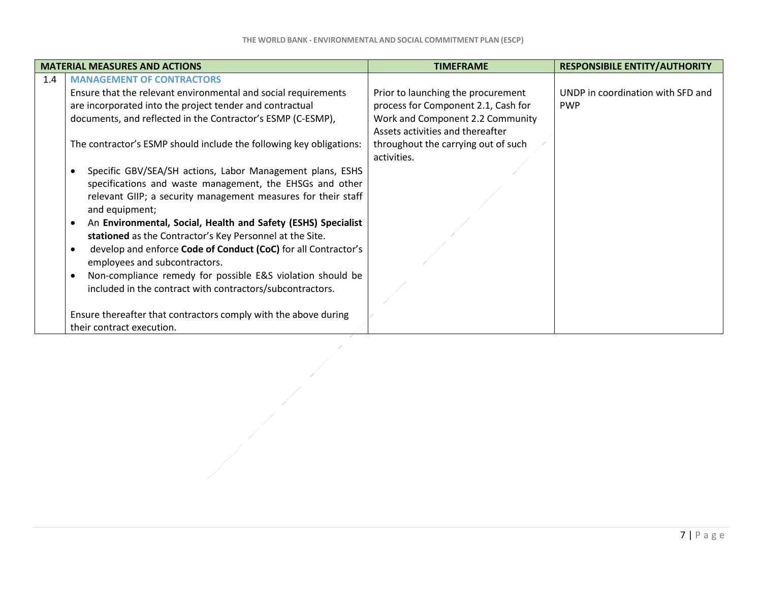| MATERIAL MEASURES AND ACTIONS | | TIMEFRAME | RESPONSIBILE ENTITY/AUTHORITY |
|---|---|---|---|
| 1.4 | **MANAGEMENT OF CONTRACTORS**<br>Ensure that the relevant environmental and social requirements are incorporated into the project tender and contractual documents, and reflected in the Contractor's ESMP (C-ESMP),<br><br>The contractor's ESMP should include the following key obligations:<br><br>• Specific GBV/SEA/SH actions, Labor Management plans, ESHS specifications and waste management, the EHSGs and other relevant GIIP; a security management measures for their staff and equipment;<br>• An **Environmental, Social, Health and Safety (ESHS) Specialist stationed** as the Contractor's Key Personnel at the Site.<br>• develop and enforce **Code of Conduct (CoC)** for all Contractor's employees and subcontractors.<br>• Non-compliance remedy for possible E&S violation should be included in the contract with contractors/subcontractors.<br><br>Ensure thereafter that contractors comply with the above during their contract execution. | Prior to launching the procurement process for Component 2.1, Cash for Work and Component 2.2 Community Assets activities and thereafter throughout the carrying out of such activities. | UNDP in coordination with SFD and PWP |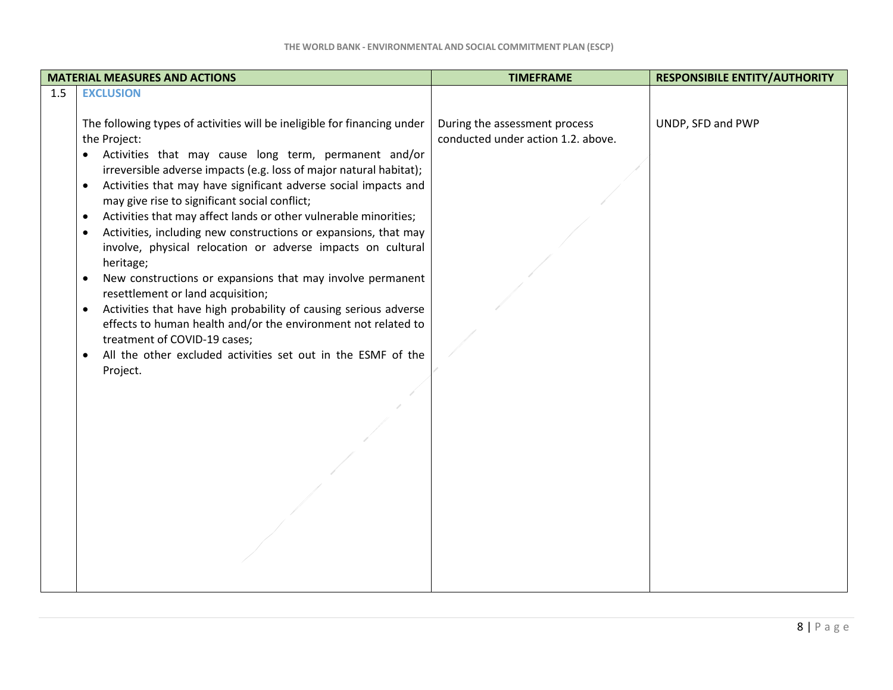| MATERIAL MEASURES AND ACTIONS | | TIMEFRAME | RESPONSIBILE ENTITY/AUTHORITY |
|---|---|---|---|
| 1.5 | **EXCLUSION**<br><br>The following types of activities will be ineligible for financing under the Project:<br>• Activities that may cause long term, permanent and/or irreversible adverse impacts (e.g. loss of major natural habitat);<br>• Activities that may have significant adverse social impacts and may give rise to significant social conflict;<br>• Activities that may affect lands or other vulnerable minorities;<br>• Activities, including new constructions or expansions, that may involve, physical relocation or adverse impacts on cultural heritage;<br>• New constructions or expansions that may involve permanent resettlement or land acquisition;<br>• Activities that have high probability of causing serious adverse effects to human health and/or the environment not related to treatment of COVID-19 cases;<br>• All the other excluded activities set out in the ESMF of the Project. | During the assessment process conducted under action 1.2. above. | UNDP, SFD and PWP |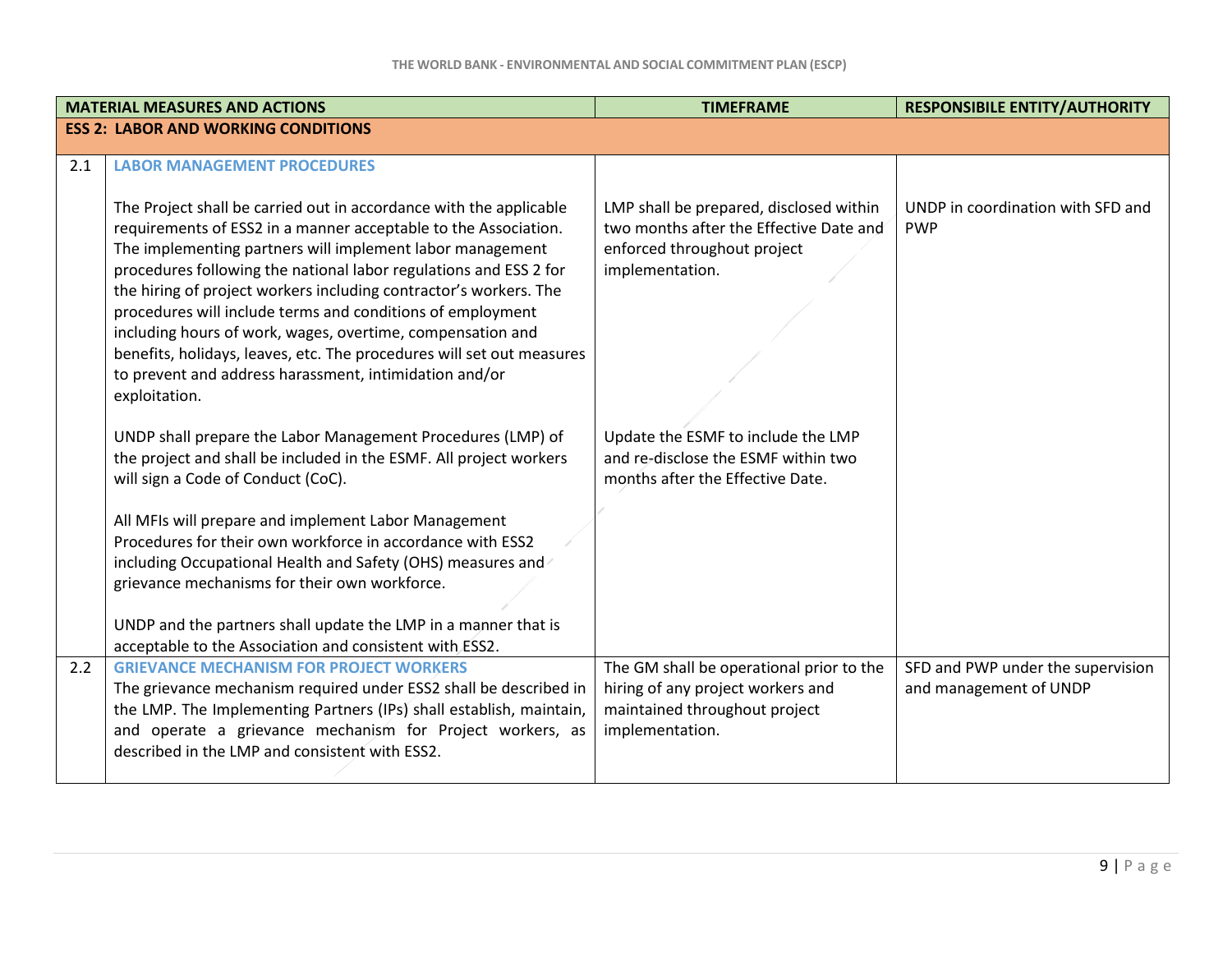| | MATERIAL MEASURES AND ACTIONS | TIMEFRAME | RESPONSIBILE ENTITY/AUTHORITY |
|---|---|---|---|
| **ESS 2: LABOR AND WORKING CONDITIONS** | | | |
| 2.1 | **LABOR MANAGEMENT PROCEDURES**<br><br>The Project shall be carried out in accordance with the applicable requirements of ESS2 in a manner acceptable to the Association. The implementing partners will implement labor management procedures following the national labor regulations and ESS 2 for the hiring of project workers including contractor's workers. The procedures will include terms and conditions of employment including hours of work, wages, overtime, compensation and benefits, holidays, leaves, etc. The procedures will set out measures to prevent and address harassment, intimidation and/or exploitation.<br><br>UNDP shall prepare the Labor Management Procedures (LMP) of the project and shall be included in the ESMF. All project workers will sign a Code of Conduct (CoC).<br><br>All MFIs will prepare and implement Labor Management Procedures for their own workforce in accordance with ESS2 including Occupational Health and Safety (OHS) measures and grievance mechanisms for their own workforce.<br><br>UNDP and the partners shall update the LMP in a manner that is acceptable to the Association and consistent with ESS2. | LMP shall be prepared, disclosed within two months after the Effective Date and enforced throughout project implementation.<br><br>Update the ESMF to include the LMP and re-disclose the ESMF within two months after the Effective Date. | UNDP in coordination with SFD and PWP |
| 2.2 | **GRIEVANCE MECHANISM FOR PROJECT WORKERS**<br>The grievance mechanism required under ESS2 shall be described in the LMP. The Implementing Partners (IPs) shall establish, maintain, and operate a grievance mechanism for Project workers, as described in the LMP and consistent with ESS2. | The GM shall be operational prior to the hiring of any project workers and maintained throughout project implementation. | SFD and PWP under the supervision and management of UNDP |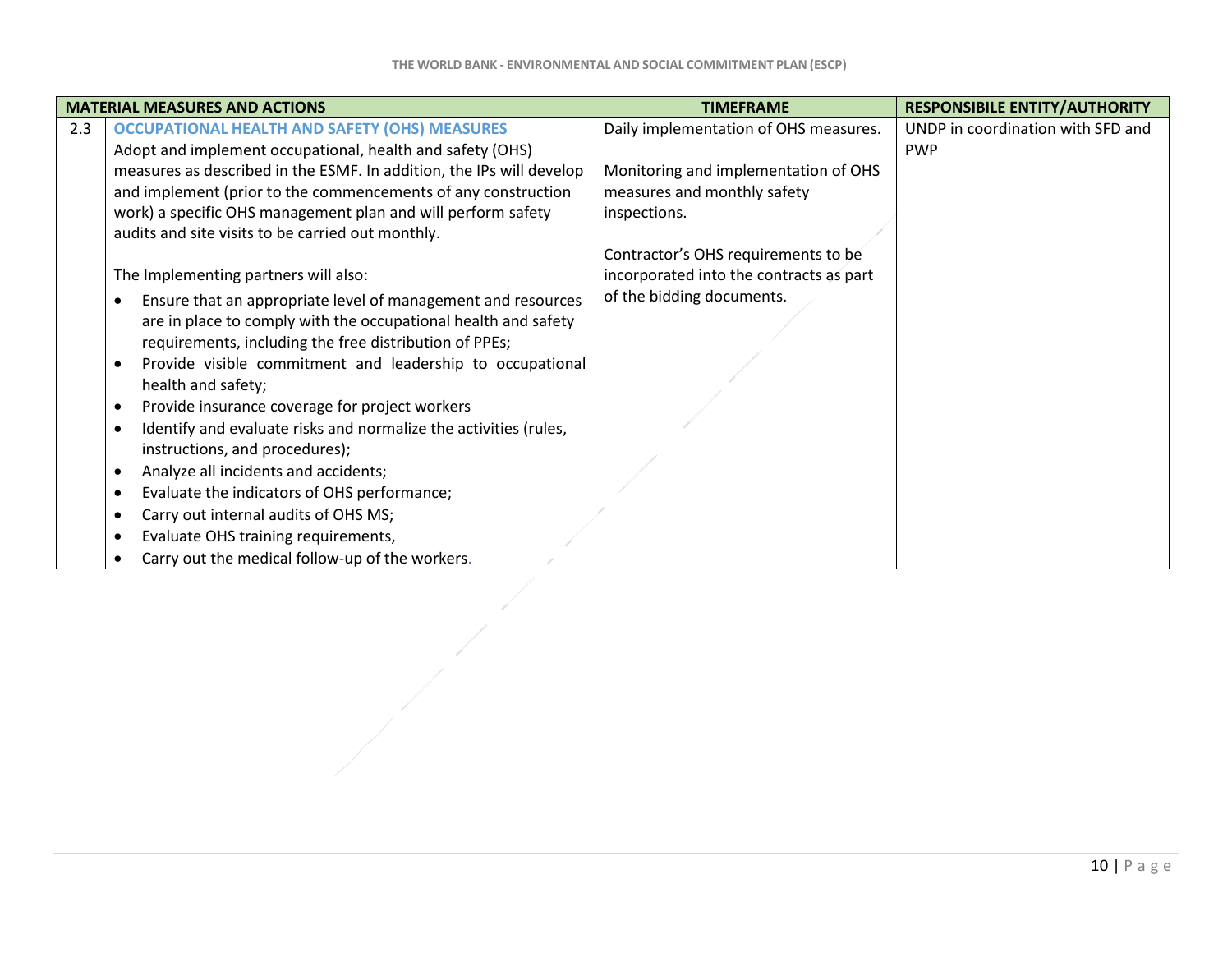| | MATERIAL MEASURES AND ACTIONS | TIMEFRAME | RESPONSIBILE ENTITY/AUTHORITY |
|---|---|---|---|
| 2.3 | **OCCUPATIONAL HEALTH AND SAFETY (OHS) MEASURES**<br>Adopt and implement occupational, health and safety (OHS) measures as described in the ESMF. In addition, the IPs will develop and implement (prior to the commencements of any construction work) a specific OHS management plan and will perform safety audits and site visits to be carried out monthly.<br><br>The Implementing partners will also:<br>• Ensure that an appropriate level of management and resources are in place to comply with the occupational health and safety requirements, including the free distribution of PPEs;<br>• Provide visible commitment and leadership to occupational health and safety;<br>• Provide insurance coverage for project workers<br>• Identify and evaluate risks and normalize the activities (rules, instructions, and procedures);<br>• Analyze all incidents and accidents;<br>• Evaluate the indicators of OHS performance;<br>• Carry out internal audits of OHS MS;<br>• Evaluate OHS training requirements,<br>• Carry out the medical follow-up of the workers. | Daily implementation of OHS measures.<br><br>Monitoring and implementation of OHS measures and monthly safety inspections.<br><br>Contractor's OHS requirements to be incorporated into the contracts as part of the bidding documents. | UNDP in coordination with SFD and PWP |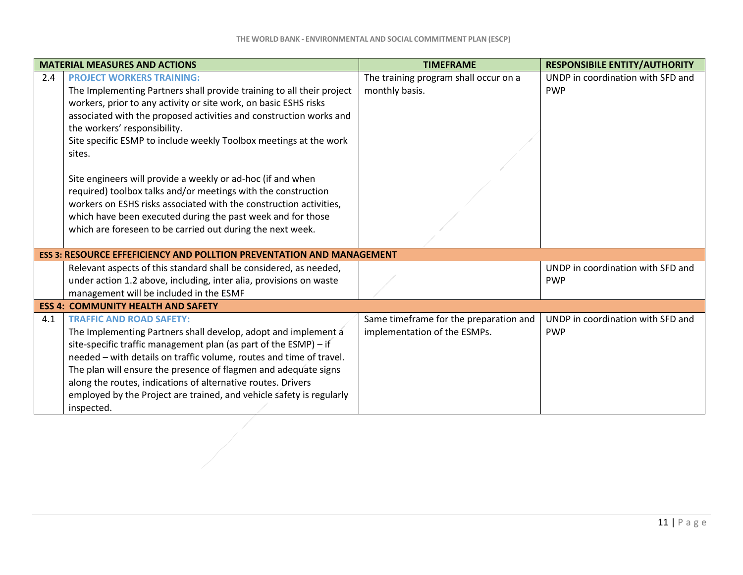| | MATERIAL MEASURES AND ACTIONS | TIMEFRAME | RESPONSIBILE ENTITY/AUTHORITY |
|---|---|---|---|
| 2.4 | **PROJECT WORKERS TRAINING:** The Implementing Partners shall provide training to all their project workers, prior to any activity or site work, on basic ESHS risks associated with the proposed activities and construction works and the workers' responsibility. Site specific ESMP to include weekly Toolbox meetings at the work sites. <br><br> Site engineers will provide a weekly or ad-hoc (if and when required) toolbox talks and/or meetings with the construction workers on ESHS risks associated with the construction activities, which have been executed during the past week and for those which are foreseen to be carried out during the next week. | The training program shall occur on a monthly basis. | UNDP in coordination with SFD and PWP |
| **ESS 3: RESOURCE EFFEFICIENCY AND POLLTION PREVENTATION AND MANAGEMENT** | | | |
| | Relevant aspects of this standard shall be considered, as needed, under action 1.2 above, including, inter alia, provisions on waste management will be included in the ESMF | | UNDP in coordination with SFD and PWP |
| **ESS 4: COMMUNITY HEALTH AND SAFETY** | | | |
| 4.1 | **TRAFFIC AND ROAD SAFETY:** The Implementing Partners shall develop, adopt and implement a site-specific traffic management plan (as part of the ESMP) – if needed – with details on traffic volume, routes and time of travel. The plan will ensure the presence of flagmen and adequate signs along the routes, indications of alternative routes. Drivers employed by the Project are trained, and vehicle safety is regularly inspected. | Same timeframe for the preparation and implementation of the ESMPs. | UNDP in coordination with SFD and PWP |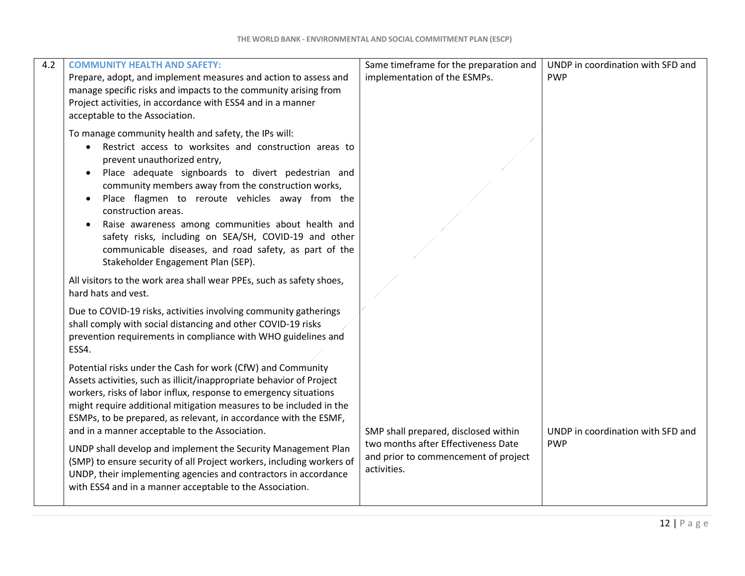| 4.2 | **COMMUNITY HEALTH AND SAFETY:**<br>Prepare, adopt, and implement measures and action to assess and manage specific risks and impacts to the community arising from Project activities, in accordance with ESS4 and in a manner acceptable to the Association.<br><br>To manage community health and safety, the IPs will:<br>• Restrict access to worksites and construction areas to prevent unauthorized entry,<br>• Place adequate signboards to divert pedestrian and community members away from the construction works,<br>• Place flagmen to reroute vehicles away from the construction areas.<br>• Raise awareness among communities about health and safety risks, including on SEA/SH, COVID-19 and other communicable diseases, and road safety, as part of the Stakeholder Engagement Plan (SEP).<br><br>All visitors to the work area shall wear PPEs, such as safety shoes, hard hats and vest.<br><br>Due to COVID-19 risks, activities involving community gatherings shall comply with social distancing and other COVID-19 risks prevention requirements in compliance with WHO guidelines and ESS4.<br><br>Potential risks under the Cash for work (CfW) and Community Assets activities, such as illicit/inappropriate behavior of Project workers, risks of labor influx, response to emergency situations might require additional mitigation measures to be included in the ESMPs, to be prepared, as relevant, in accordance with the ESMF, and in a manner acceptable to the Association. | Same timeframe for the preparation and implementation of the ESMPs. | UNDP in coordination with SFD and PWP |
|---|---|---|---|
| | UNDP shall develop and implement the Security Management Plan (SMP) to ensure security of all Project workers, including workers of UNDP, their implementing agencies and contractors in accordance with ESS4 and in a manner acceptable to the Association. | SMP shall prepared, disclosed within two months after Effectiveness Date and prior to commencement of project activities. | UNDP in coordination with SFD and PWP |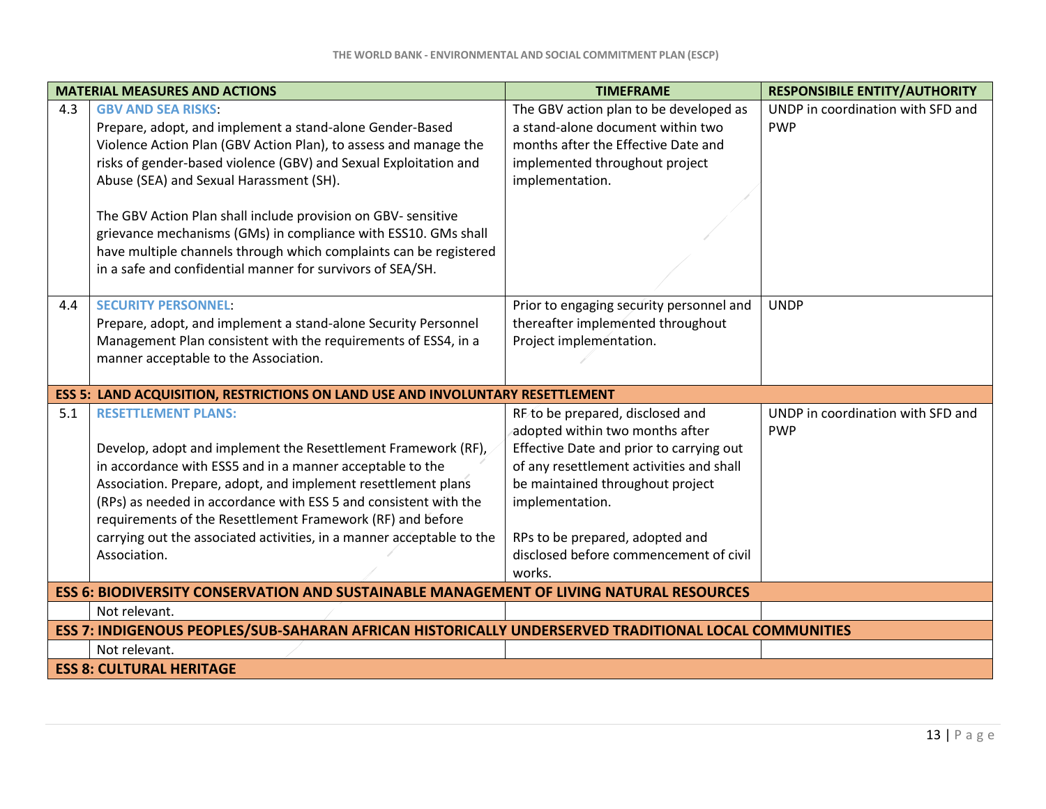| | MATERIAL MEASURES AND ACTIONS | TIMEFRAME | RESPONSIBILE ENTITY/AUTHORITY |
|---|---|---|---|
| 4.3 | **GBV AND SEA RISKS**:<br>Prepare, adopt, and implement a stand-alone Gender-Based Violence Action Plan (GBV Action Plan), to assess and manage the risks of gender-based violence (GBV) and Sexual Exploitation and Abuse (SEA) and Sexual Harassment (SH).<br><br>The GBV Action Plan shall include provision on GBV- sensitive grievance mechanisms (GMs) in compliance with ESS10. GMs shall have multiple channels through which complaints can be registered in a safe and confidential manner for survivors of SEA/SH. | The GBV action plan to be developed as a stand-alone document within two months after the Effective Date and implemented throughout project implementation. | UNDP in coordination with SFD and PWP |
| 4.4 | **SECURITY PERSONNEL**:<br>Prepare, adopt, and implement a stand-alone Security Personnel Management Plan consistent with the requirements of ESS4, in a manner acceptable to the Association. | Prior to engaging security personnel and thereafter implemented throughout Project implementation. | UNDP |
| **ESS 5: LAND ACQUISITION, RESTRICTIONS ON LAND USE AND INVOLUNTARY RESETTLEMENT** | | | |
| 5.1 | **RESETTLEMENT PLANS:**<br><br>Develop, adopt and implement the Resettlement Framework (RF), in accordance with ESS5 and in a manner acceptable to the Association. Prepare, adopt, and implement resettlement plans (RPs) as needed in accordance with ESS 5 and consistent with the requirements of the Resettlement Framework (RF) and before carrying out the associated activities, in a manner acceptable to the Association. | RF to be prepared, disclosed and adopted within two months after Effective Date and prior to carrying out of any resettlement activities and shall be maintained throughout project implementation.<br><br>RPs to be prepared, adopted and disclosed before commencement of civil works. | UNDP in coordination with SFD and PWP |
| **ESS 6: BIODIVERSITY CONSERVATION AND SUSTAINABLE MANAGEMENT OF LIVING NATURAL RESOURCES** | | | |
| | Not relevant. | | |
| **ESS 7: INDIGENOUS PEOPLES/SUB-SAHARAN AFRICAN HISTORICALLY UNDERSERVED TRADITIONAL LOCAL COMMUNITIES** | | | |
| | Not relevant. | | |
| **ESS 8: CULTURAL HERITAGE** | | | |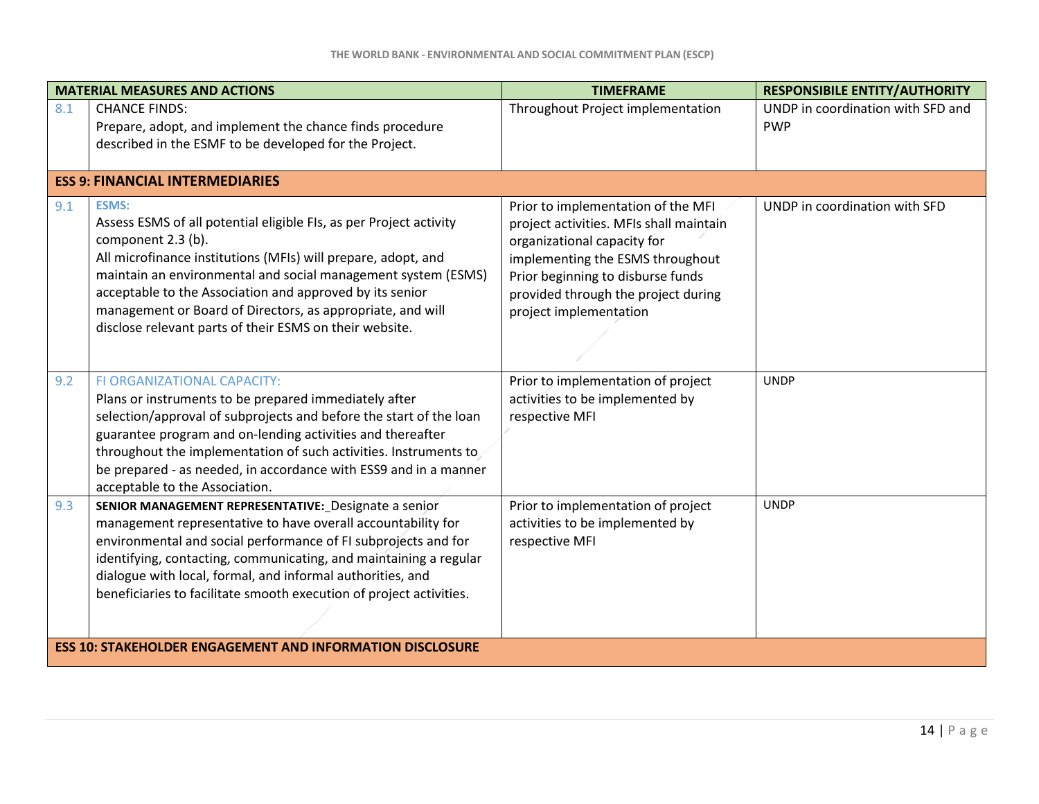| | MATERIAL MEASURES AND ACTIONS | TIMEFRAME | RESPONSIBILE ENTITY/AUTHORITY |
|---|---|---|---|
| 8.1 | CHANCE FINDS:<br>Prepare, adopt, and implement the chance finds procedure described in the ESMF to be developed for the Project. | Throughout Project implementation | UNDP in coordination with SFD and PWP |
| | **ESS 9: FINANCIAL INTERMEDIARIES** | | |
| 9.1 | **ESMS:**<br>Assess ESMS of all potential eligible FIs, as per Project activity component 2.3 (b).<br>All microfinance institutions (MFIs) will prepare, adopt, and maintain an environmental and social management system (ESMS) acceptable to the Association and approved by its senior management or Board of Directors, as appropriate, and will disclose relevant parts of their ESMS on their website. | Prior to implementation of the MFI project activities. MFIs shall maintain organizational capacity for implementing the ESMS throughout Prior beginning to disburse funds provided through the project during project implementation | UNDP in coordination with SFD |
| 9.2 | FI ORGANIZATIONAL CAPACITY:<br>Plans or instruments to be prepared immediately after selection/approval of subprojects and before the start of the loan guarantee program and on-lending activities and thereafter throughout the implementation of such activities. Instruments to be prepared - as needed, in accordance with ESS9 and in a manner acceptable to the Association. | Prior to implementation of project activities to be implemented by respective MFI | UNDP |
| 9.3 | **SENIOR MANAGEMENT REPRESENTATIVE:** Designate a senior management representative to have overall accountability for environmental and social performance of FI subprojects and for identifying, contacting, communicating, and maintaining a regular dialogue with local, formal, and informal authorities, and beneficiaries to facilitate smooth execution of project activities. | Prior to implementation of project activities to be implemented by respective MFI | UNDP |
| | **ESS 10: STAKEHOLDER ENGAGEMENT AND INFORMATION DISCLOSURE** | | |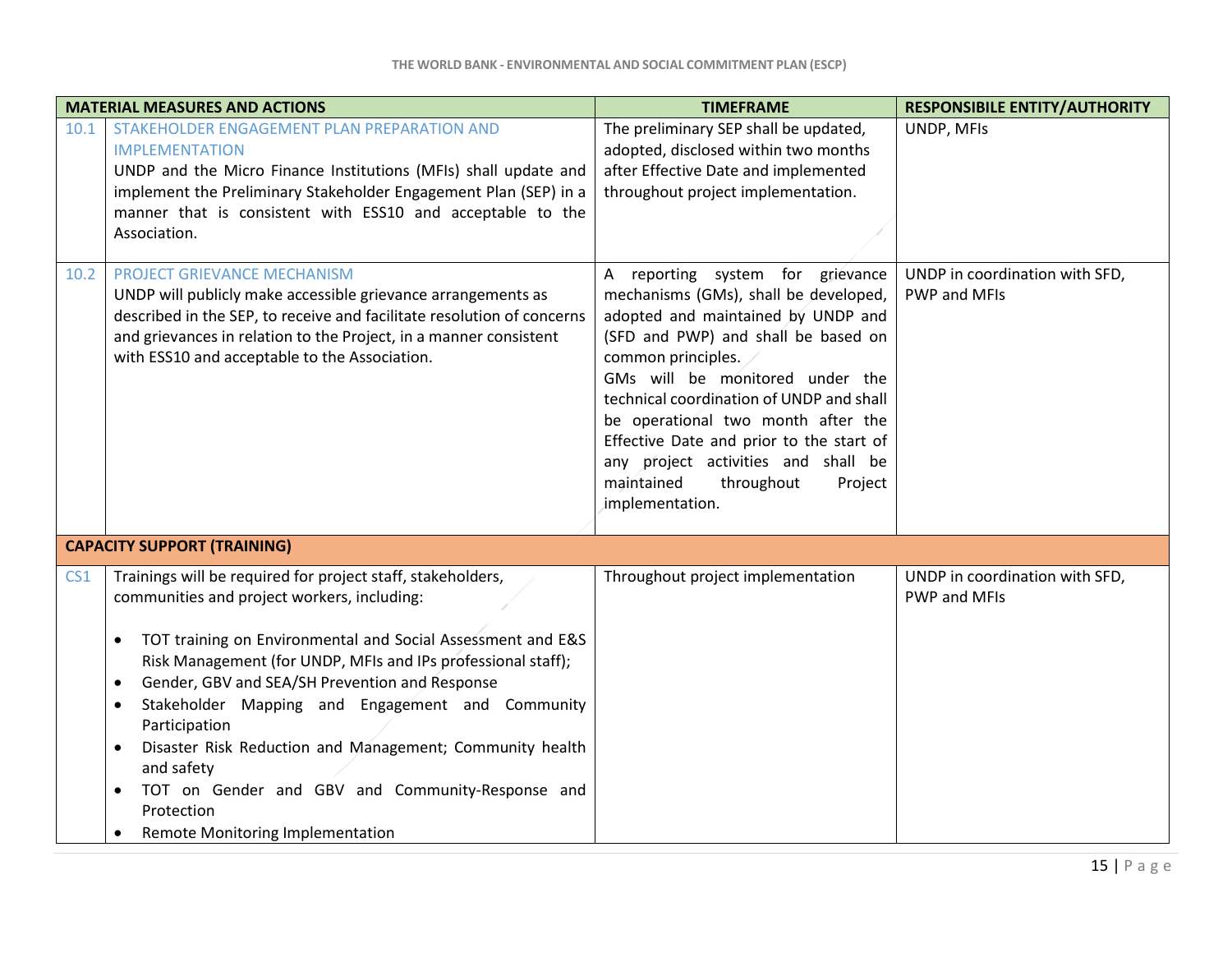| | MATERIAL MEASURES AND ACTIONS | TIMEFRAME | RESPONSIBILE ENTITY/AUTHORITY |
|---|---|---|---|
| 10.1 | STAKEHOLDER ENGAGEMENT PLAN PREPARATION AND IMPLEMENTATION<br>UNDP and the Micro Finance Institutions (MFIs) shall update and implement the Preliminary Stakeholder Engagement Plan (SEP) in a manner that is consistent with ESS10 and acceptable to the Association. | The preliminary SEP shall be updated, adopted, disclosed within two months after Effective Date and implemented throughout project implementation. | UNDP, MFIs |
| 10.2 | PROJECT GRIEVANCE MECHANISM<br>UNDP will publicly make accessible grievance arrangements as described in the SEP, to receive and facilitate resolution of concerns and grievances in relation to the Project, in a manner consistent with ESS10 and acceptable to the Association. | A reporting system for grievance mechanisms (GMs), shall be developed, adopted and maintained by UNDP and (SFD and PWP) and shall be based on common principles.<br>GMs will be monitored under the technical coordination of UNDP and shall be operational two month after the Effective Date and prior to the start of any project activities and shall be maintained throughout Project implementation. | UNDP in coordination with SFD, PWP and MFIs |
| **CAPACITY SUPPORT (TRAINING)** | | | |
| CS1 | Trainings will be required for project staff, stakeholders, communities and project workers, including:<br><br>• TOT training on Environmental and Social Assessment and E&S Risk Management (for UNDP, MFIs and IPs professional staff);<br>• Gender, GBV and SEA/SH Prevention and Response<br>• Stakeholder Mapping and Engagement and Community Participation<br>• Disaster Risk Reduction and Management; Community health and safety<br>• TOT on Gender and GBV and Community-Response and Protection<br>• Remote Monitoring Implementation | Throughout project implementation | UNDP in coordination with SFD, PWP and MFIs |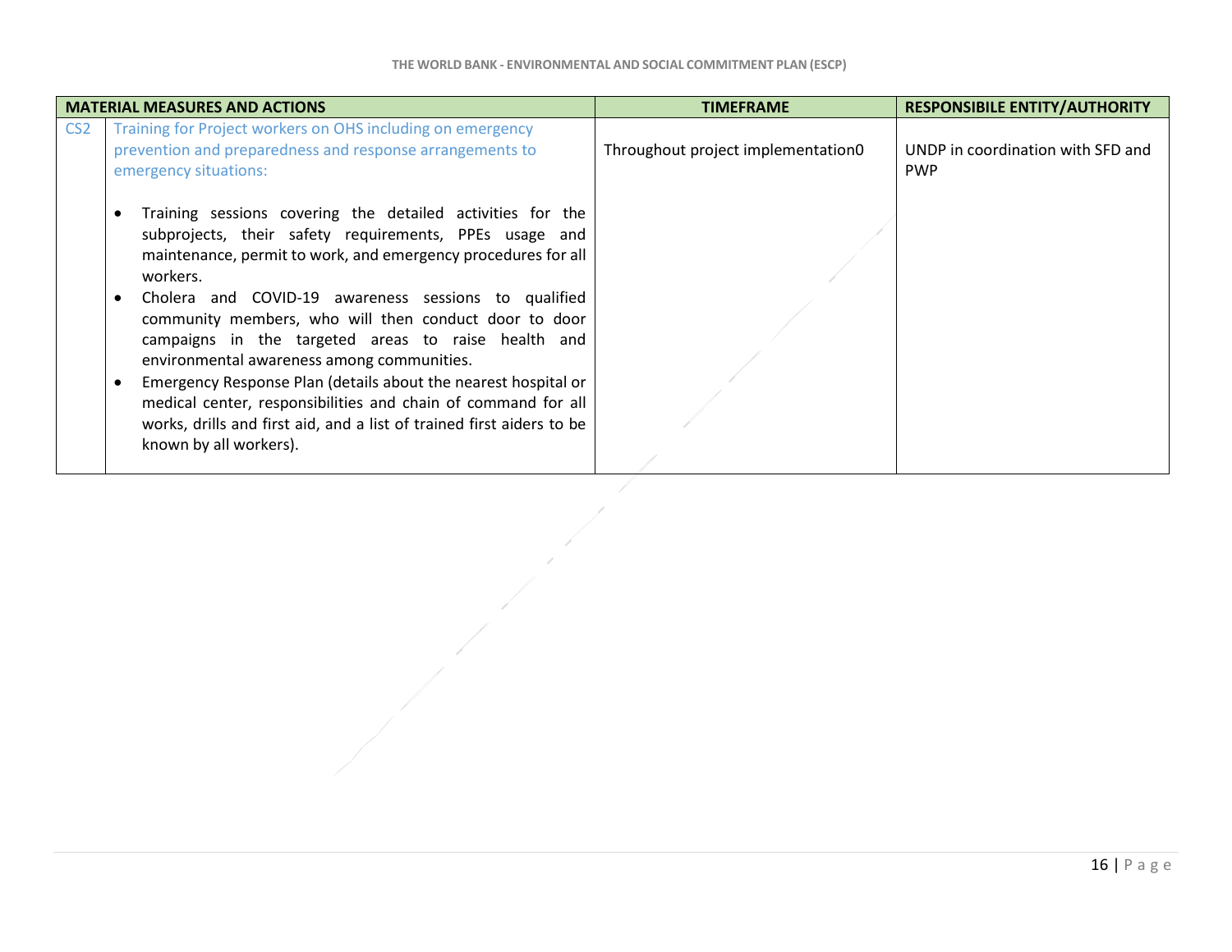| MATERIAL MEASURES AND ACTIONS | | TIMEFRAME | RESPONSIBILE ENTITY/AUTHORITY |
|---|---|---|---|
| CS2 | Training for Project workers on OHS including on emergency prevention and preparedness and response arrangements to emergency situations:<br><br>• Training sessions covering the detailed activities for the subprojects, their safety requirements, PPEs usage and maintenance, permit to work, and emergency procedures for all workers.<br>• Cholera and COVID-19 awareness sessions to qualified community members, who will then conduct door to door campaigns in the targeted areas to raise health and environmental awareness among communities.<br>• Emergency Response Plan (details about the nearest hospital or medical center, responsibilities and chain of command for all works, drills and first aid, and a list of trained first aiders to be known by all workers). | Throughout project implementation0 | UNDP in coordination with SFD and PWP |